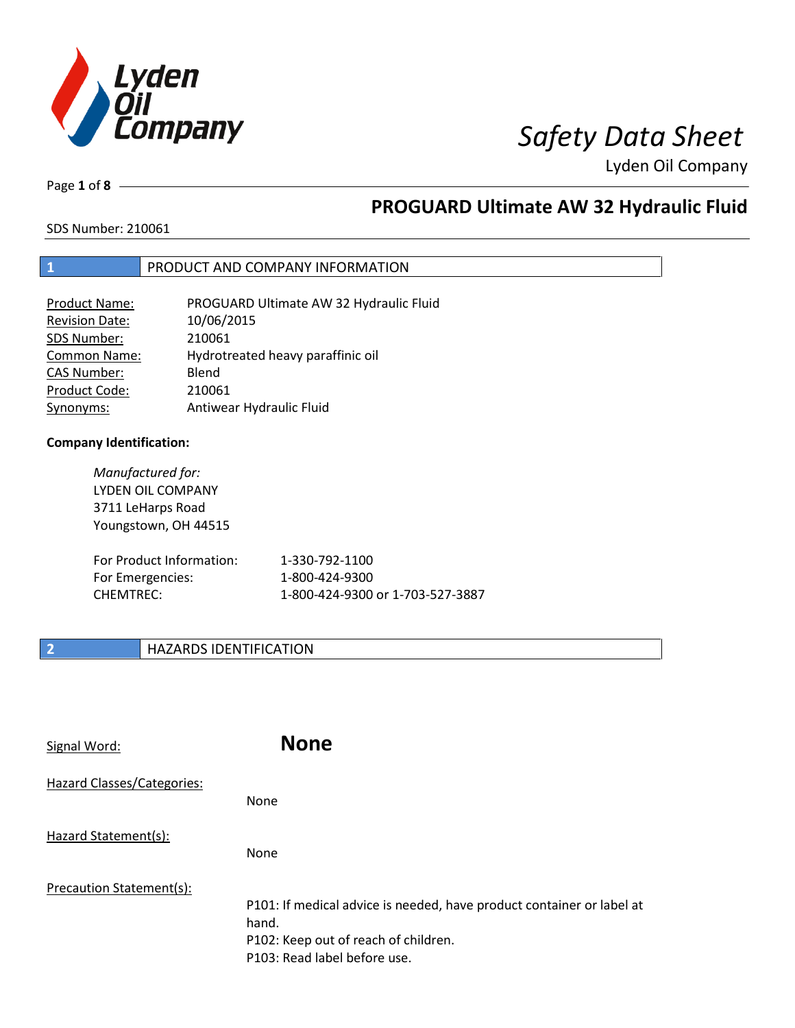# Safety Data Sheet

Lyden Oil Company

## PROGUARD Ultimate AW 32 Hydraulic Fluid

SDS Number: 210061

## 1 PRODUCT AND COMPANY INFORMATION

| | |
|---|---|
| Product Name: | PROGUARD Ultimate AW 32 Hydraulic Fluid |
| Revision Date: | 10/06/2015 |
| SDS Number: | 210061 |
| Common Name: | Hydrotreated heavy paraffinic oil |
| CAS Number: | Blend |
| Product Code: | 210061 |
| Synonyms: | Antiwear Hydraulic Fluid |

**Company Identification:**

*Manufactured for:*
LYDEN OIL COMPANY
3711 LeHarps Road
Youngstown, OH 44515

| | |
|---|---|
| For Product Information: | 1-330-792-1100 |
| For Emergencies: | 1-800-424-9300 |
| CHEMTREC: | 1-800-424-9300 or 1-703-527-3887 |

## 2 HAZARDS IDENTIFICATION

Signal Word: **None**

Hazard Classes/Categories:

None

Hazard Statement(s):

None

Precaution Statement(s):

P101: If medical advice is needed, have product container or label at hand.
P102: Keep out of reach of children.
P103: Read label before use.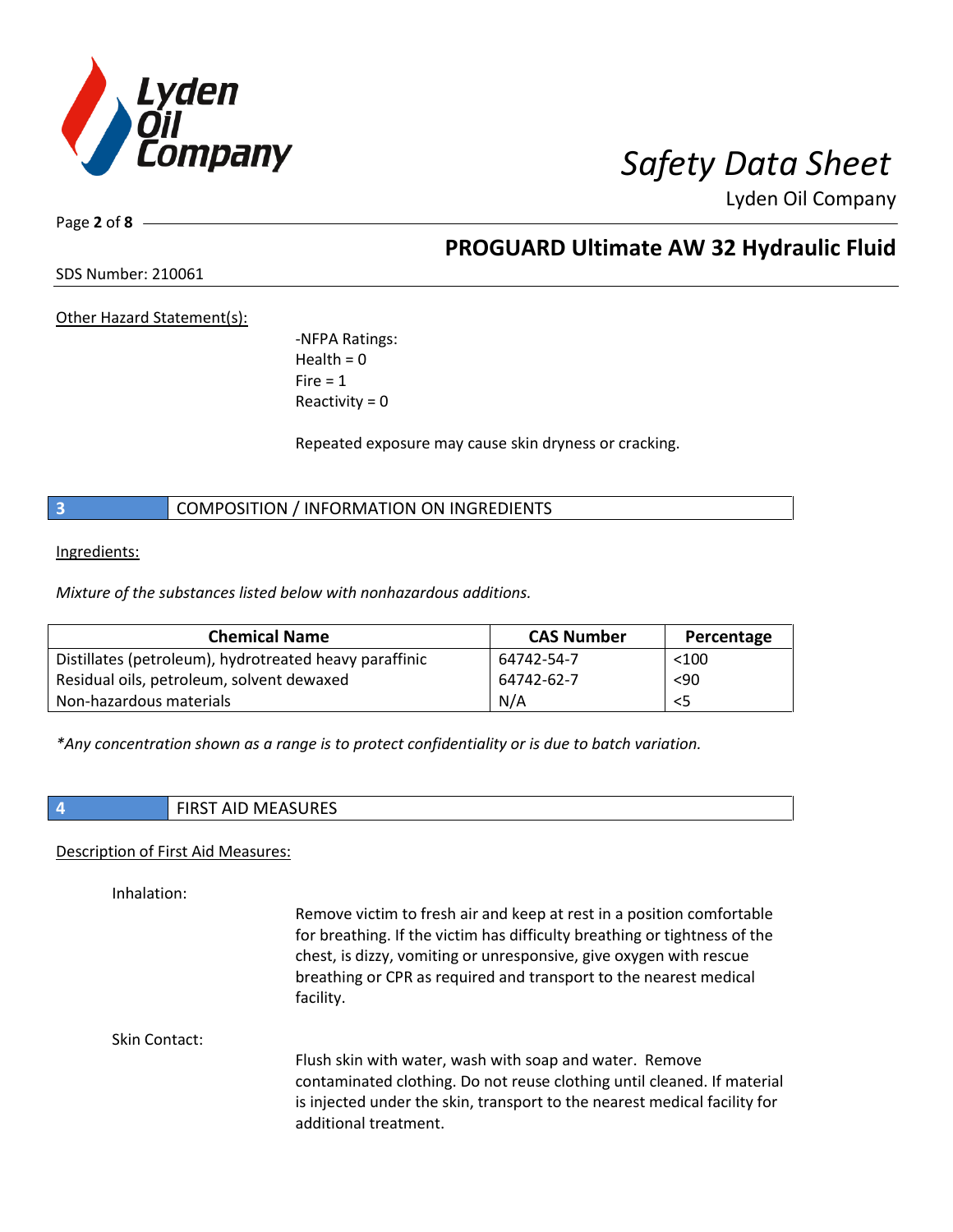Other Hazard Statement(s):

-NFPA Ratings:
Health = 0
Fire = 1
Reactivity = 0

Repeated exposure may cause skin dryness or cracking.

## 3 COMPOSITION / INFORMATION ON INGREDIENTS

Ingredients:

*Mixture of the substances listed below with nonhazardous additions.*

| Chemical Name | CAS Number | Percentage |
|---|---|---|
| Distillates (petroleum), hydrotreated heavy paraffinic | 64742-54-7 | <100 |
| Residual oils, petroleum, solvent dewaxed | 64742-62-7 | <90 |
| Non-hazardous materials | N/A | <5 |

*Any concentration shown as a range is to protect confidentiality or is due to batch variation.*

## 4 FIRST AID MEASURES

Description of First Aid Measures:

Inhalation:

Remove victim to fresh air and keep at rest in a position comfortable for breathing. If the victim has difficulty breathing or tightness of the chest, is dizzy, vomiting or unresponsive, give oxygen with rescue breathing or CPR as required and transport to the nearest medical facility.

Skin Contact:

Flush skin with water, wash with soap and water. Remove contaminated clothing. Do not reuse clothing until cleaned. If material is injected under the skin, transport to the nearest medical facility for additional treatment.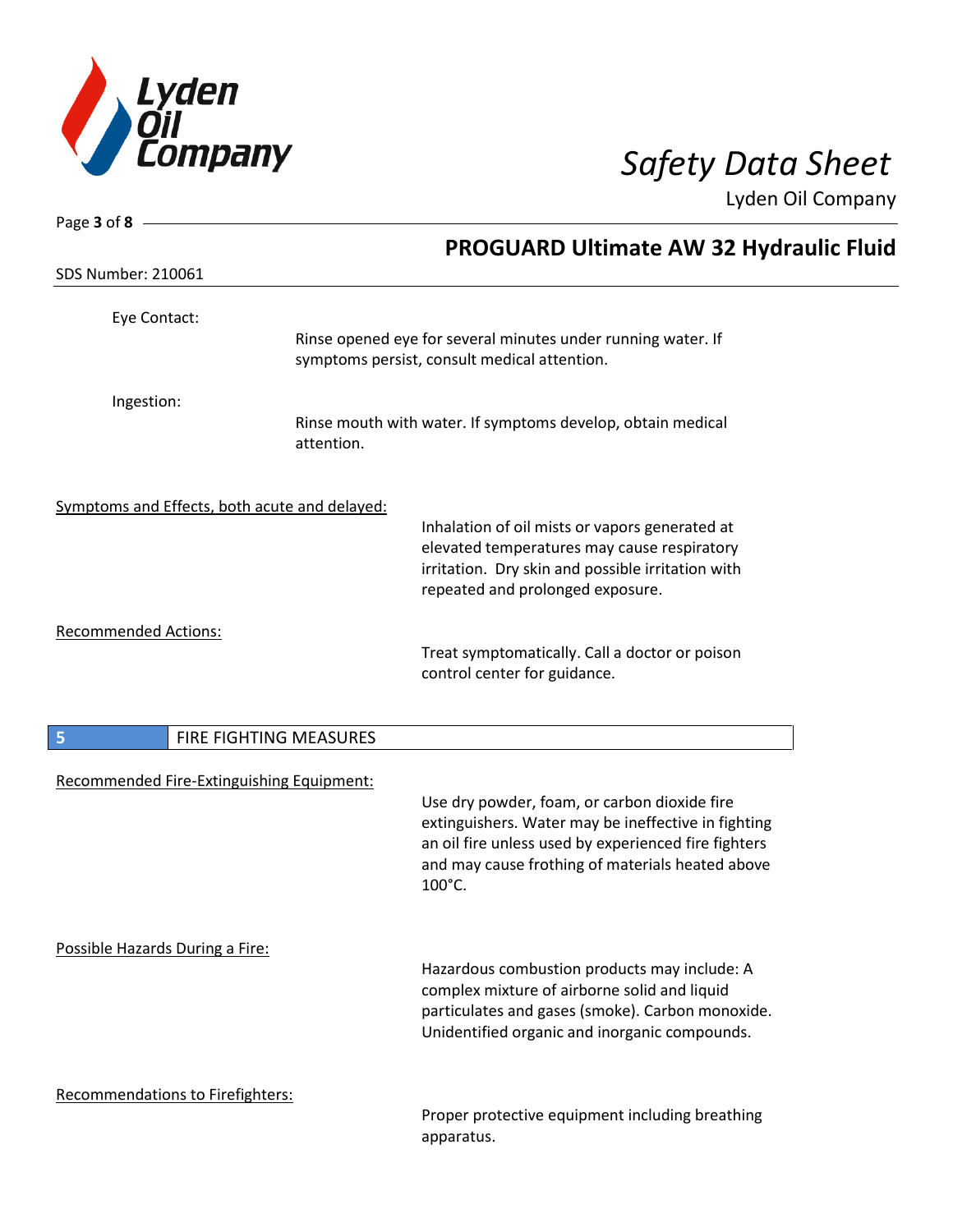Eye Contact:

Rinse opened eye for several minutes under running water. If symptoms persist, consult medical attention.

Ingestion:

Rinse mouth with water. If symptoms develop, obtain medical attention.

Symptoms and Effects, both acute and delayed:

Inhalation of oil mists or vapors generated at elevated temperatures may cause respiratory irritation. Dry skin and possible irritation with repeated and prolonged exposure.

Recommended Actions:

Treat symptomatically. Call a doctor or poison control center for guidance.

## 5 FIRE FIGHTING MEASURES

Recommended Fire-Extinguishing Equipment:

Use dry powder, foam, or carbon dioxide fire extinguishers. Water may be ineffective in fighting an oil fire unless used by experienced fire fighters and may cause frothing of materials heated above 100°C.

Possible Hazards During a Fire:

Hazardous combustion products may include: A complex mixture of airborne solid and liquid particulates and gases (smoke). Carbon monoxide. Unidentified organic and inorganic compounds.

Recommendations to Firefighters:

Proper protective equipment including breathing apparatus.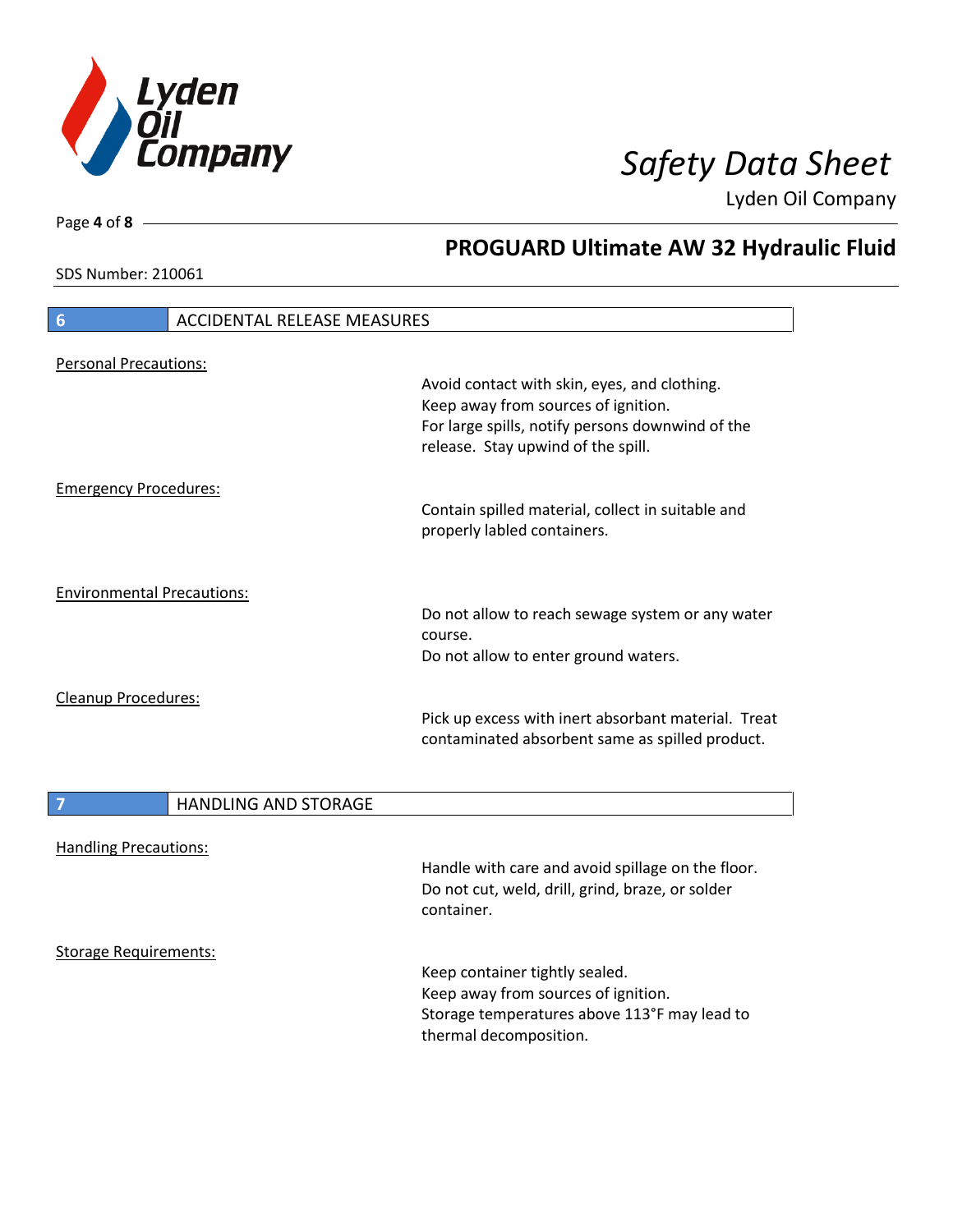## 6 ACCIDENTAL RELEASE MEASURES

Personal Precautions:

Avoid contact with skin, eyes, and clothing.
Keep away from sources of ignition.
For large spills, notify persons downwind of the release. Stay upwind of the spill.

Emergency Procedures:

Contain spilled material, collect in suitable and properly labled containers.

Environmental Precautions:

Do not allow to reach sewage system or any water course.
Do not allow to enter ground waters.

Cleanup Procedures:

Pick up excess with inert absorbant material. Treat contaminated absorbent same as spilled product.

## 7 HANDLING AND STORAGE

Handling Precautions:

Handle with care and avoid spillage on the floor.
Do not cut, weld, drill, grind, braze, or solder container.

Storage Requirements:

Keep container tightly sealed.
Keep away from sources of ignition.
Storage temperatures above 113°F may lead to thermal decomposition.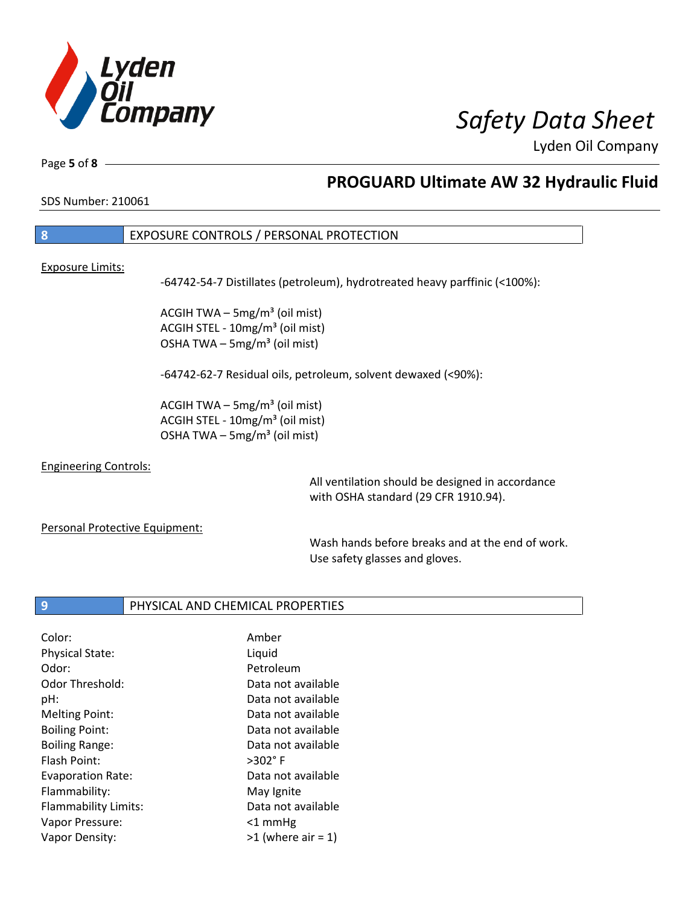## 8 EXPOSURE CONTROLS / PERSONAL PROTECTION

Exposure Limits:

-64742-54-7 Distillates (petroleum), hydrotreated heavy parffinic (<100%):

ACGIH TWA – 5mg/m³ (oil mist)
ACGIH STEL - 10mg/m³ (oil mist)
OSHA TWA – 5mg/m³ (oil mist)

-64742-62-7 Residual oils, petroleum, solvent dewaxed (<90%):

ACGIH TWA – 5mg/m³ (oil mist)
ACGIH STEL - 10mg/m³ (oil mist)
OSHA TWA – 5mg/m³ (oil mist)

Engineering Controls:

All ventilation should be designed in accordance with OSHA standard (29 CFR 1910.94).

Personal Protective Equipment:

Wash hands before breaks and at the end of work. Use safety glasses and gloves.

## 9 PHYSICAL AND CHEMICAL PROPERTIES

| | |
|---|---|
| Color: | Amber |
| Physical State: | Liquid |
| Odor: | Petroleum |
| Odor Threshold: | Data not available |
| pH: | Data not available |
| Melting Point: | Data not available |
| Boiling Point: | Data not available |
| Boiling Range: | Data not available |
| Flash Point: | >302° F |
| Evaporation Rate: | Data not available |
| Flammability: | May Ignite |
| Flammability Limits: | Data not available |
| Vapor Pressure: | <1 mmHg |
| Vapor Density: | >1 (where air = 1) |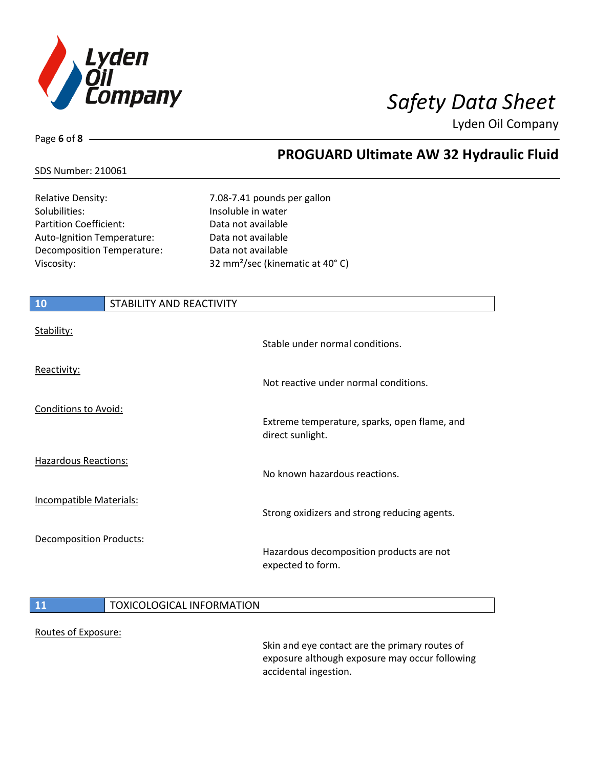| | |
|---|---|
| Relative Density: | 7.08-7.41 pounds per gallon |
| Solubilities: | Insoluble in water |
| Partition Coefficient: | Data not available |
| Auto-Ignition Temperature: | Data not available |
| Decomposition Temperature: | Data not available |
| Viscosity: | 32 $mm^2$/sec (kinematic at 40° C) |

## 10 STABILITY AND REACTIVITY

Stability:

Stable under normal conditions.

Reactivity:

Not reactive under normal conditions.

Conditions to Avoid:

Extreme temperature, sparks, open flame, and direct sunlight.

Hazardous Reactions:

No known hazardous reactions.

Incompatible Materials:

Strong oxidizers and strong reducing agents.

Decomposition Products:

Hazardous decomposition products are not expected to form.

## 11 TOXICOLOGICAL INFORMATION

Routes of Exposure:

Skin and eye contact are the primary routes of exposure although exposure may occur following accidental ingestion.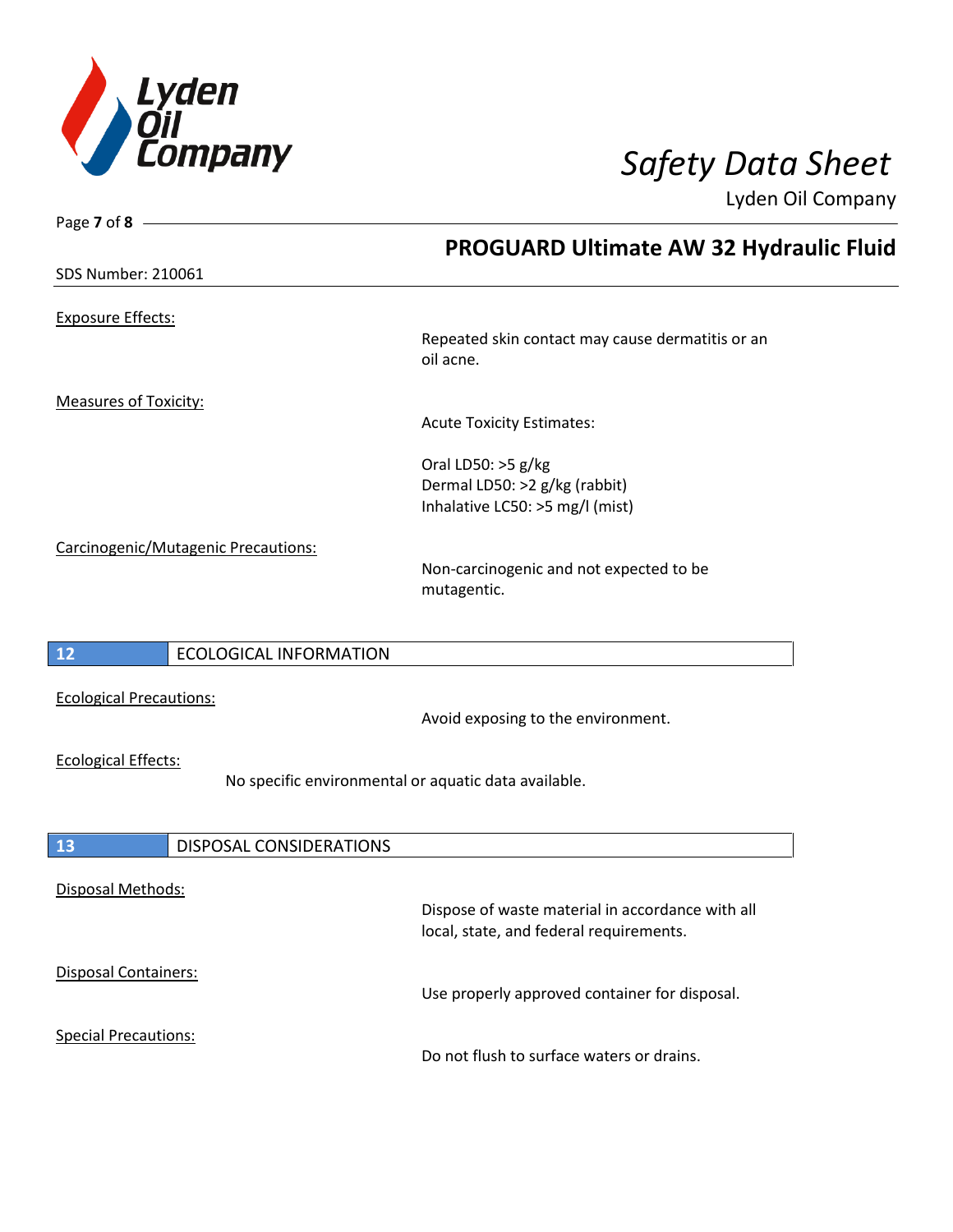Exposure Effects:

Repeated skin contact may cause dermatitis or an oil acne.

Measures of Toxicity:

Acute Toxicity Estimates:

Oral LD50: >5 g/kg
Dermal LD50: >2 g/kg (rabbit)
Inhalative LC50: >5 mg/l (mist)

Carcinogenic/Mutagenic Precautions:

Non-carcinogenic and not expected to be mutagentic.

## 12 ECOLOGICAL INFORMATION

Ecological Precautions:

Avoid exposing to the environment.

Ecological Effects:

No specific environmental or aquatic data available.

## 13 DISPOSAL CONSIDERATIONS

Disposal Methods:

Dispose of waste material in accordance with all local, state, and federal requirements.

Disposal Containers:

Use properly approved container for disposal.

Special Precautions:

Do not flush to surface waters or drains.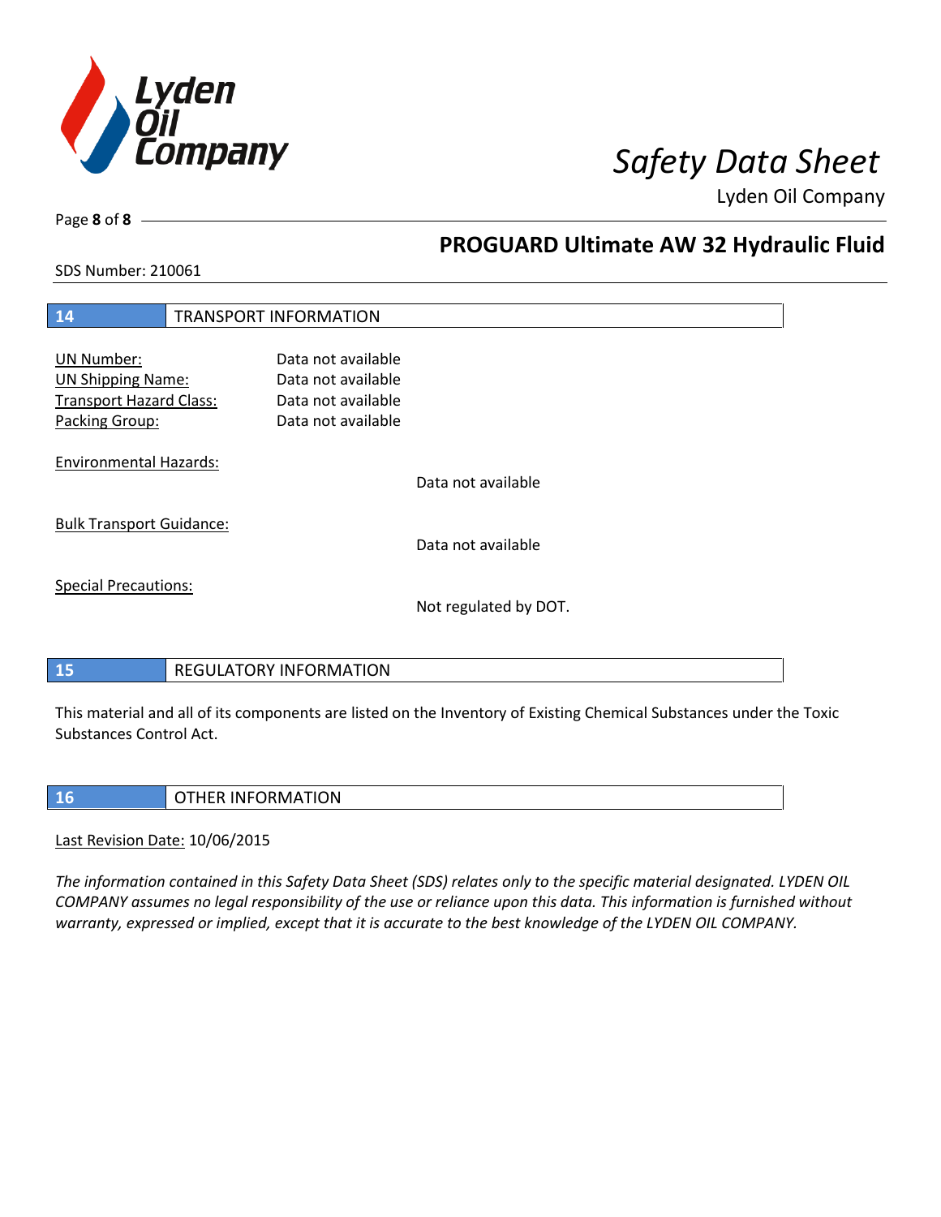## 14 TRANSPORT INFORMATION

| | |
|---|---|
| UN Number: | Data not available |
| UN Shipping Name: | Data not available |
| Transport Hazard Class: | Data not available |
| Packing Group: | Data not available |

Environmental Hazards:

Data not available

Bulk Transport Guidance:

Data not available

Special Precautions:

Not regulated by DOT.

## 15 REGULATORY INFORMATION

This material and all of its components are listed on the Inventory of Existing Chemical Substances under the Toxic Substances Control Act.

## 16 OTHER INFORMATION

Last Revision Date: 10/06/2015

*The information contained in this Safety Data Sheet (SDS) relates only to the specific material designated. LYDEN OIL COMPANY assumes no legal responsibility of the use or reliance upon this data. This information is furnished without warranty, expressed or implied, except that it is accurate to the best knowledge of the LYDEN OIL COMPANY.*